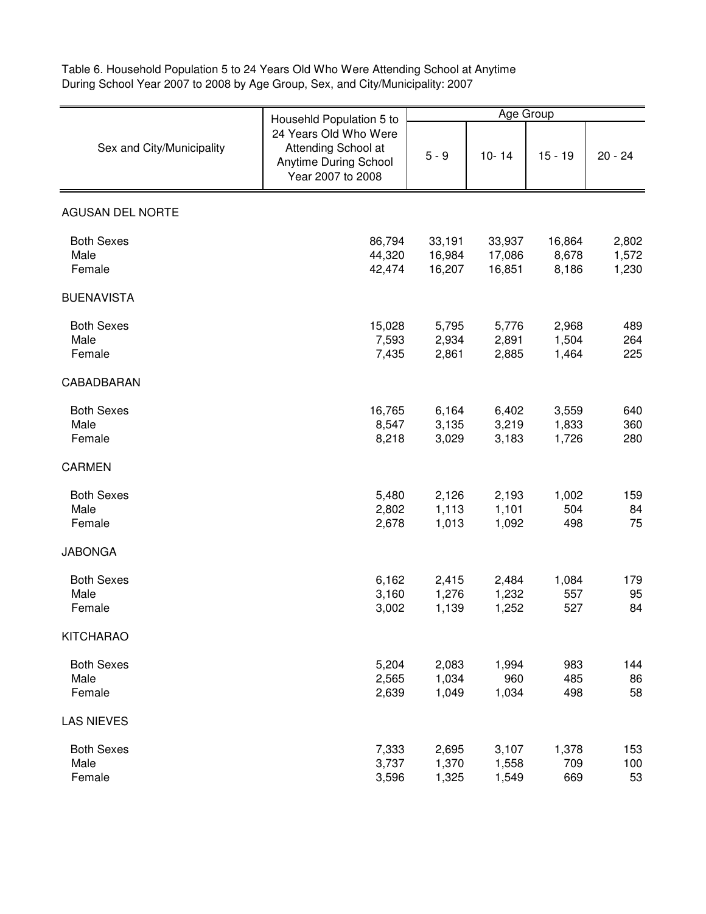Table 6. Household Population 5 to 24 Years Old Who Were Attending School at Anytime During School Year 2007 to 2008 by Age Group, Sex, and City/Municipality: 2007

| Sex and City/Municipality | Househld Population 5 to 24 Years Old Who Were Attending School at Anytime During School Year 2007 to 2008 | Age Group | | | |
|---|---|---|---|---|---|
| | | 5 - 9 | 10- 14 | 15 - 19 | 20 - 24 |
| AGUSAN DEL NORTE | | | | | |
| Both Sexes | 86,794 | 33,191 | 33,937 | 16,864 | 2,802 |
| Male | 44,320 | 16,984 | 17,086 | 8,678 | 1,572 |
| Female | 42,474 | 16,207 | 16,851 | 8,186 | 1,230 |
| BUENAVISTA | | | | | |
| Both Sexes | 15,028 | 5,795 | 5,776 | 2,968 | 489 |
| Male | 7,593 | 2,934 | 2,891 | 1,504 | 264 |
| Female | 7,435 | 2,861 | 2,885 | 1,464 | 225 |
| CABADBARAN | | | | | |
| Both Sexes | 16,765 | 6,164 | 6,402 | 3,559 | 640 |
| Male | 8,547 | 3,135 | 3,219 | 1,833 | 360 |
| Female | 8,218 | 3,029 | 3,183 | 1,726 | 280 |
| CARMEN | | | | | |
| Both Sexes | 5,480 | 2,126 | 2,193 | 1,002 | 159 |
| Male | 2,802 | 1,113 | 1,101 | 504 | 84 |
| Female | 2,678 | 1,013 | 1,092 | 498 | 75 |
| JABONGA | | | | | |
| Both Sexes | 6,162 | 2,415 | 2,484 | 1,084 | 179 |
| Male | 3,160 | 1,276 | 1,232 | 557 | 95 |
| Female | 3,002 | 1,139 | 1,252 | 527 | 84 |
| KITCHARAO | | | | | |
| Both Sexes | 5,204 | 2,083 | 1,994 | 983 | 144 |
| Male | 2,565 | 1,034 | 960 | 485 | 86 |
| Female | 2,639 | 1,049 | 1,034 | 498 | 58 |
| LAS NIEVES | | | | | |
| Both Sexes | 7,333 | 2,695 | 3,107 | 1,378 | 153 |
| Male | 3,737 | 1,370 | 1,558 | 709 | 100 |
| Female | 3,596 | 1,325 | 1,549 | 669 | 53 |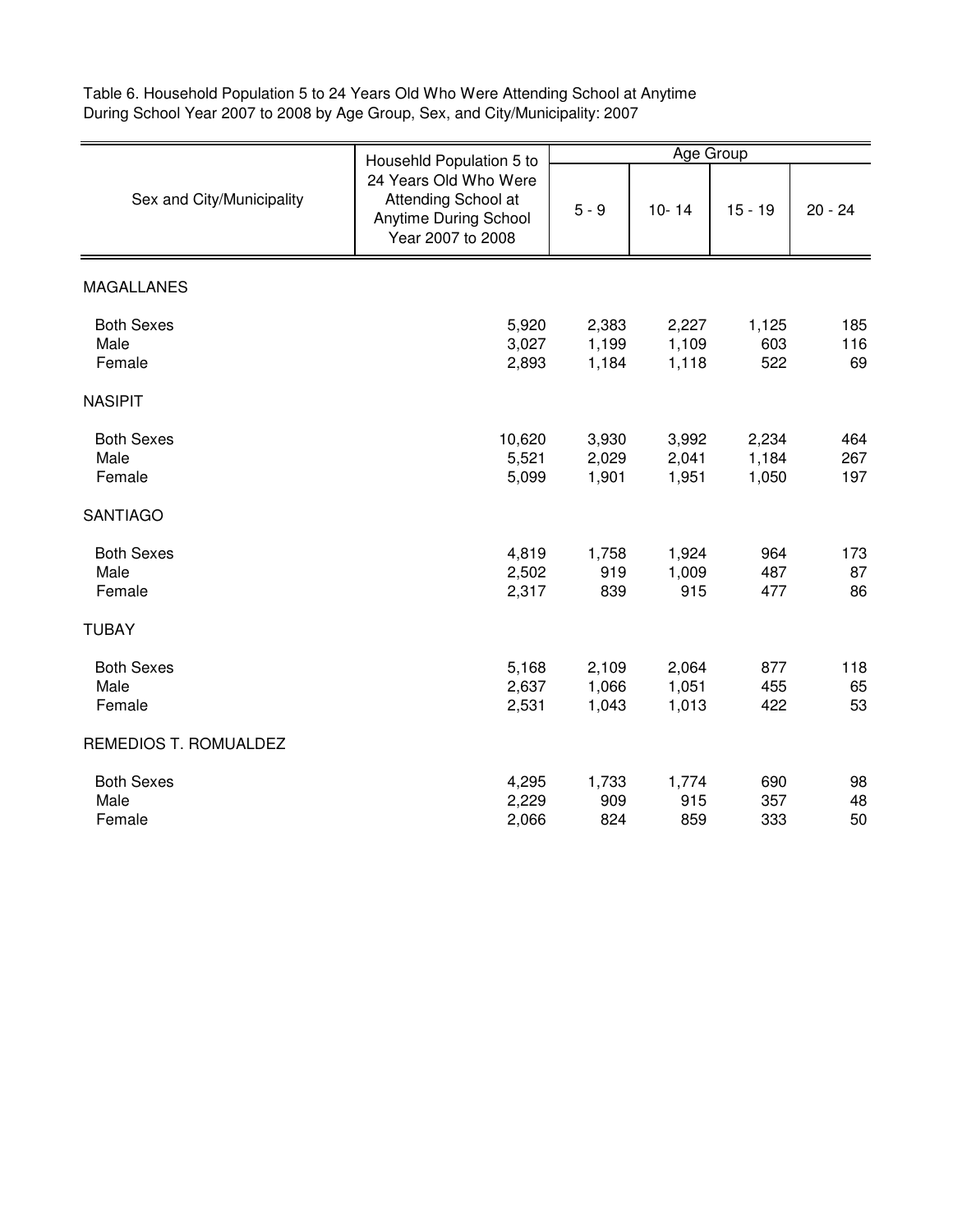Table 6. Household Population 5 to 24 Years Old Who Were Attending School at Anytime During School Year 2007 to 2008 by Age Group, Sex, and City/Municipality: 2007

| Sex and City/Municipality | Househld Population 5 to 24 Years Old Who Were Attending School at Anytime During School Year 2007 to 2008 | Age Group | | | |
|---|---|---|---|---|---|
| | | 5 - 9 | 10- 14 | 15 - 19 | 20 - 24 |
| MAGALLANES | | | | | |
| Both Sexes | 5,920 | 2,383 | 2,227 | 1,125 | 185 |
| Male | 3,027 | 1,199 | 1,109 | 603 | 116 |
| Female | 2,893 | 1,184 | 1,118 | 522 | 69 |
| NASIPIT | | | | | |
| Both Sexes | 10,620 | 3,930 | 3,992 | 2,234 | 464 |
| Male | 5,521 | 2,029 | 2,041 | 1,184 | 267 |
| Female | 5,099 | 1,901 | 1,951 | 1,050 | 197 |
| SANTIAGO | | | | | |
| Both Sexes | 4,819 | 1,758 | 1,924 | 964 | 173 |
| Male | 2,502 | 919 | 1,009 | 487 | 87 |
| Female | 2,317 | 839 | 915 | 477 | 86 |
| TUBAY | | | | | |
| Both Sexes | 5,168 | 2,109 | 2,064 | 877 | 118 |
| Male | 2,637 | 1,066 | 1,051 | 455 | 65 |
| Female | 2,531 | 1,043 | 1,013 | 422 | 53 |
| REMEDIOS T. ROMUALDEZ | | | | | |
| Both Sexes | 4,295 | 1,733 | 1,774 | 690 | 98 |
| Male | 2,229 | 909 | 915 | 357 | 48 |
| Female | 2,066 | 824 | 859 | 333 | 50 |